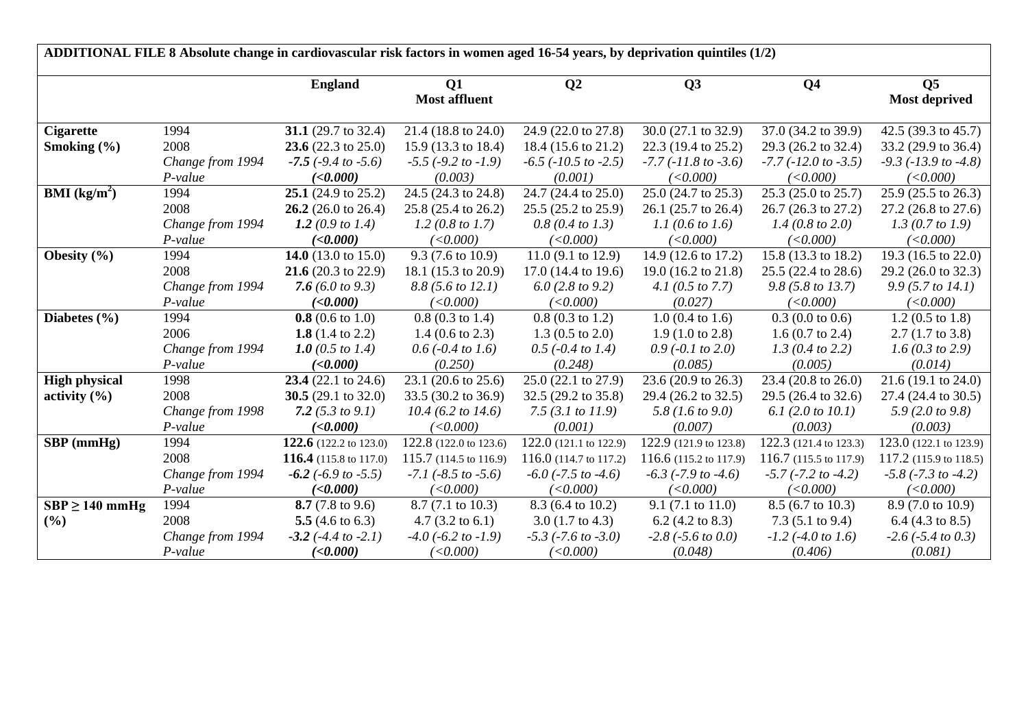**ADDITIONAL FILE 8 Absolute change in cardiovascular risk factors in women aged 16-54 years, by deprivation quintiles (1/2)**

| | | England | Q1 Most affluent | Q2 | Q3 | Q4 | Q5 Most deprived |
|---|---|---|---|---|---|---|---|
| **Cigarette Smoking (%)** | 1994 | **31.1** (29.7 to 32.4) | 21.4 (18.8 to 24.0) | 24.9 (22.0 to 27.8) | 30.0 (27.1 to 32.9) | 37.0 (34.2 to 39.9) | 42.5 (39.3 to 45.7) |
| | 2008 | **23.6** (22.3 to 25.0) | 15.9 (13.3 to 18.4) | 18.4 (15.6 to 21.2) | 22.3 (19.4 to 25.2) | 29.3 (26.2 to 32.4) | 33.2 (29.9 to 36.4) |
| | *Change from 1994* | ***-7.5** (-9.4 to -5.6)* | *-5.5 (-9.2 to -1.9)* | *-6.5 (-10.5 to -2.5)* | *-7.7 (-11.8 to -3.6)* | *-7.7 (-12.0 to -3.5)* | *-9.3 (-13.9 to -4.8)* |
| | *P-value* | ***(<0.000)*** | *(0.003)* | *(0.001)* | *(<0.000)* | *(<0.000)* | *(<0.000)* |
| **BMI ($kg/m^2$)** | 1994 | **25.1** (24.9 to 25.2) | 24.5 (24.3 to 24.8) | 24.7 (24.4 to 25.0) | 25.0 (24.7 to 25.3) | 25.3 (25.0 to 25.7) | 25.9 (25.5 to 26.3) |
| | 2008 | **26.2** (26.0 to 26.4) | 25.8 (25.4 to 26.2) | 25.5 (25.2 to 25.9) | 26.1 (25.7 to 26.4) | 26.7 (26.3 to 27.2) | 27.2 (26.8 to 27.6) |
| | *Change from 1994* | ***1.2** (0.9 to 1.4)* | *1.2 (0.8 to 1.7)* | *0.8 (0.4 to 1.3)* | *1.1 (0.6 to 1.6)* | *1.4 (0.8 to 2.0)* | *1.3 (0.7 to 1.9)* |
| | *P-value* | ***(<0.000)*** | *(<0.000)* | *(<0.000)* | *(<0.000)* | *(<0.000)* | *(<0.000)* |
| **Obesity (%)** | 1994 | **14.0** (13.0 to 15.0) | 9.3 (7.6 to 10.9) | 11.0 (9.1 to 12.9) | 14.9 (12.6 to 17.2) | 15.8 (13.3 to 18.2) | 19.3 (16.5 to 22.0) |
| | 2008 | **21.6** (20.3 to 22.9) | 18.1 (15.3 to 20.9) | 17.0 (14.4 to 19.6) | 19.0 (16.2 to 21.8) | 25.5 (22.4 to 28.6) | 29.2 (26.0 to 32.3) |
| | *Change from 1994* | ***7.6** (6.0 to 9.3)* | *8.8 (5.6 to 12.1)* | *6.0 (2.8 to 9.2)* | *4.1 (0.5 to 7.7)* | *9.8 (5.8 to 13.7)* | *9.9 (5.7 to 14.1)* |
| | *P-value* | ***(<0.000)*** | *(<0.000)* | *(<0.000)* | *(0.027)* | *(<0.000)* | *(<0.000)* |
| **Diabetes (%)** | 1994 | **0.8** (0.6 to 1.0) | 0.8 (0.3 to 1.4) | 0.8 (0.3 to 1.2) | 1.0 (0.4 to 1.6) | 0.3 (0.0 to 0.6) | 1.2 (0.5 to 1.8) |
| | 2006 | **1.8** (1.4 to 2.2) | 1.4 (0.6 to 2.3) | 1.3 (0.5 to 2.0) | 1.9 (1.0 to 2.8) | 1.6 (0.7 to 2.4) | 2.7 (1.7 to 3.8) |
| | *Change from 1994* | ***1.0** (0.5 to 1.4)* | *0.6 (-0.4 to 1.6)* | *0.5 (-0.4 to 1.4)* | *0.9 (-0.1 to 2.0)* | *1.3 (0.4 to 2.2)* | *1.6 (0.3 to 2.9)* |
| | *P-value* | ***(<0.000)*** | *(0.250)* | *(0.248)* | *(0.085)* | *(0.005)* | *(0.014)* |
| **High physical activity (%)** | 1998 | **23.4** (22.1 to 24.6) | 23.1 (20.6 to 25.6) | 25.0 (22.1 to 27.9) | 23.6 (20.9 to 26.3) | 23.4 (20.8 to 26.0) | 21.6 (19.1 to 24.0) |
| | 2008 | **30.5** (29.1 to 32.0) | 33.5 (30.2 to 36.9) | 32.5 (29.2 to 35.8) | 29.4 (26.2 to 32.5) | 29.5 (26.4 to 32.6) | 27.4 (24.4 to 30.5) |
| | *Change from 1998* | ***7.2** (5.3 to 9.1)* | *10.4 (6.2 to 14.6)* | *7.5 (3.1 to 11.9)* | *5.8 (1.6 to 9.0)* | *6.1 (2.0 to 10.1)* | *5.9 (2.0 to 9.8)* |
| | *P-value* | ***(<0.000)*** | *(<0.000)* | *(0.001)* | *(0.007)* | *(0.003)* | *(0.003)* |
| **SBP (mmHg)** | 1994 | **122.6** (122.2 to 123.0) | 122.8 (122.0 to 123.6) | 122.0 (121.1 to 122.9) | 122.9 (121.9 to 123.8) | 122.3 (121.4 to 123.3) | 123.0 (122.1 to 123.9) |
| | 2008 | **116.4** (115.8 to 117.0) | 115.7 (114.5 to 116.9) | 116.0 (114.7 to 117.2) | 116.6 (115.2 to 117.9) | 116.7 (115.5 to 117.9) | 117.2 (115.9 to 118.5) |
| | *Change from 1994* | ***-6.2** (-6.9 to -5.5)* | *-7.1 (-8.5 to -5.6)* | *-6.0 (-7.5 to -4.6)* | *-6.3 (-7.9 to -4.6)* | *-5.7 (-7.2 to -4.2)* | *-5.8 (-7.3 to -4.2)* |
| | *P-value* | ***(<0.000)*** | *(<0.000)* | *(<0.000)* | *(<0.000)* | *(<0.000)* | *(<0.000)* |
| **SBP ≥ 140 mmHg (%)** | 1994 | **8.7** (7.8 to 9.6) | 8.7 (7.1 to 10.3) | 8.3 (6.4 to 10.2) | 9.1 (7.1 to 11.0) | 8.5 (6.7 to 10.3) | 8.9 (7.0 to 10.9) |
| | 2008 | **5.5** (4.6 to 6.3) | 4.7 (3.2 to 6.1) | 3.0 (1.7 to 4.3) | 6.2 (4.2 to 8.3) | 7.3 (5.1 to 9.4) | 6.4 (4.3 to 8.5) |
| | *Change from 1994* | ***-3.2** (-4.4 to -2.1)* | *-4.0 (-6.2 to -1.9)* | *-5.3 (-7.6 to -3.0)* | *-2.8 (-5.6 to 0.0)* | *-1.2 (-4.0 to 1.6)* | *-2.6 (-5.4 to 0.3)* |
| | *P-value* | ***(<0.000)*** | *(<0.000)* | *(<0.000)* | *(0.048)* | *(0.406)* | *(0.081)* |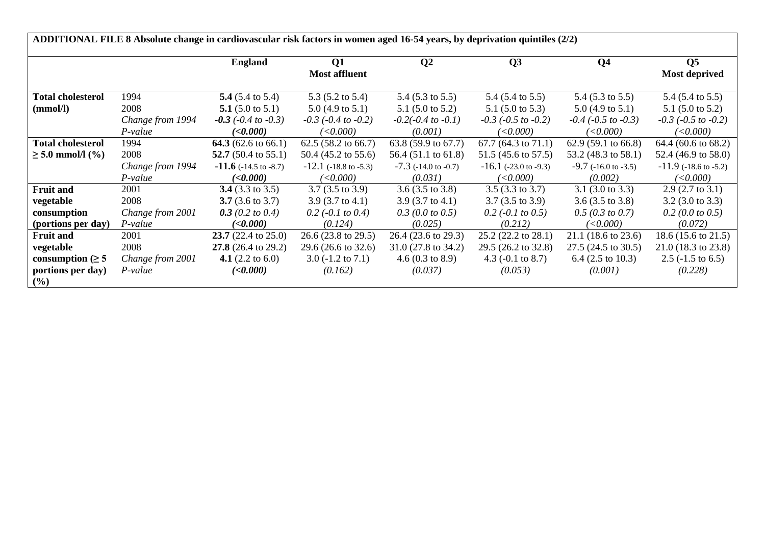**ADDITIONAL FILE 8 Absolute change in cardiovascular risk factors in women aged 16-54 years, by deprivation quintiles (2/2)**

| | | England | Q1 Most affluent | Q2 | Q3 | Q4 | Q5 Most deprived |
|---|---|---|---|---|---|---|---|
| **Total cholesterol (mmol/l)** | 1994 | **5.4** (5.4 to 5.4) | 5.3 (5.2 to 5.4) | 5.4 (5.3 to 5.5) | 5.4 (5.4 to 5.5) | 5.4 (5.3 to 5.5) | 5.4 (5.4 to 5.5) |
| | 2008 | **5.1** (5.0 to 5.1) | 5.0 (4.9 to 5.1) | 5.1 (5.0 to 5.2) | 5.1 (5.0 to 5.3) | 5.0 (4.9 to 5.1) | 5.1 (5.0 to 5.2) |
| | *Change from 1994* | ***-0.3** (-0.4 to -0.3)* | *-0.3 (-0.4 to -0.2)* | *-0.2(-0.4 to -0.1)* | *-0.3 (-0.5 to -0.2)* | *-0.4 (-0.5 to -0.3)* | *-0.3 (-0.5 to -0.2)* |
| | *P-value* | ***(<0.000)*** | *(<0.000)* | *(0.001)* | *(<0.000)* | *(<0.000)* | *(<0.000)* |
| **Total cholesterol ≥ 5.0 mmol/l (%)** | 1994 | **64.3** (62.6 to 66.1) | 62.5 (58.2 to 66.7) | 63.8 (59.9 to 67.7) | 67.7 (64.3 to 71.1) | 62.9 (59.1 to 66.8) | 64.4 (60.6 to 68.2) |
| | 2008 | **52.7** (50.4 to 55.1) | 50.4 (45.2 to 55.6) | 56.4 (51.1 to 61.8) | 51.5 (45.6 to 57.5) | 53.2 (48.3 to 58.1) | 52.4 (46.9 to 58.0) |
| | *Change from 1994* | **-11.6** (-14.5 to -8.7) | -12.1 (-18.8 to -5.3) | -7.3 (-14.0 to -0.7) | -16.1 (-23.0 to -9.3) | -9.7 (-16.0 to -3.5) | -11.9 (-18.6 to -5.2) |
| | *P-value* | ***(<0.000)*** | *(<0.000)* | *(0.031)* | *(<0.000)* | *(0.002)* | *(<0.000)* |
| **Fruit and vegetable consumption (portions per day)** | 2001 | **3.4** (3.3 to 3.5) | 3.7 (3.5 to 3.9) | 3.6 (3.5 to 3.8) | 3.5 (3.3 to 3.7) | 3.1 (3.0 to 3.3) | 2.9 (2.7 to 3.1) |
| | 2008 | **3.7** (3.6 to 3.7) | 3.9 (3.7 to 4.1) | 3.9 (3.7 to 4.1) | 3.7 (3.5 to 3.9) | 3.6 (3.5 to 3.8) | 3.2 (3.0 to 3.3) |
| | *Change from 2001* | ***0.3** (0.2 to 0.4)* | *0.2 (-0.1 to 0.4)* | *0.3 (0.0 to 0.5)* | *0.2 (-0.1 to 0.5)* | *0.5 (0.3 to 0.7)* | *0.2 (0.0 to 0.5)* |
| | *P-value* | ***(<0.000)*** | *(0.124)* | *(0.025)* | *(0.212)* | *(<0.000)* | *(0.072)* |
| **Fruit and vegetable consumption (≥ 5 portions per day) (%)** | 2001 | **23.7** (22.4 to 25.0) | 26.6 (23.8 to 29.5) | 26.4 (23.6 to 29.3) | 25.2 (22.2 to 28.1) | 21.1 (18.6 to 23.6) | 18.6 (15.6 to 21.5) |
| | 2008 | **27.8** (26.4 to 29.2) | 29.6 (26.6 to 32.6) | 31.0 (27.8 to 34.2) | 29.5 (26.2 to 32.8) | 27.5 (24.5 to 30.5) | 21.0 (18.3 to 23.8) |
| | *Change from 2001* | **4.1** (2.2 to 6.0) | 3.0 (-1.2 to 7.1) | 4.6 (0.3 to 8.9) | 4.3 (-0.1 to 8.7) | 6.4 (2.5 to 10.3) | 2.5 (-1.5 to 6.5) |
| | *P-value* | ***(<0.000)*** | *(0.162)* | *(0.037)* | *(0.053)* | *(0.001)* | *(0.228)* |